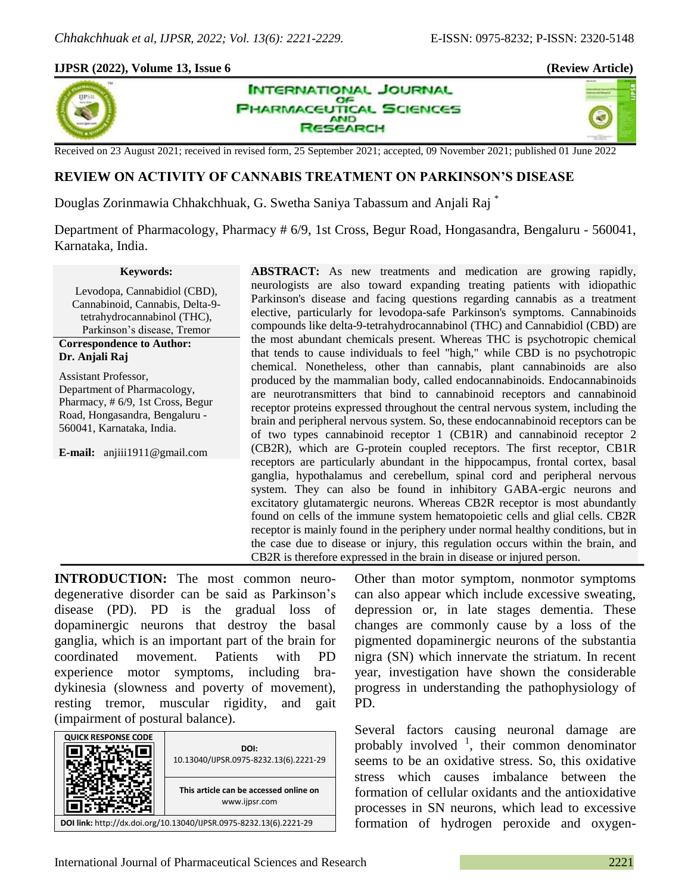**IJPSR (2022), Volume 13, Issue 6** **(Review Article)**

Received on 23 August 2021; received in revised form, 25 September 2021; accepted, 09 November 2021; published 01 June 2022

# REVIEW ON ACTIVITY OF CANNABIS TREATMENT ON PARKINSON'S DISEASE

Douglas Zorinmawia Chhakchhuak, G. Swetha Saniya Tabassum and Anjali Raj [*]

Department of Pharmacology, Pharmacy # 6/9, 1st Cross, Begur Road, Hongasandra, Bengaluru - 560041, Karnataka, India.

**Keywords:**

Levodopa, Cannabidiol (CBD), Cannabinoid, Cannabis, Delta-9-tetrahydrocannabinol (THC), Parkinson's disease, Tremor

**Correspondence to Author:**
**Dr. Anjali Raj**

Assistant Professor,
Department of Pharmacology, Pharmacy, # 6/9, 1st Cross, Begur Road, Hongasandra, Bengaluru - 560041, Karnataka, India.

**E-mail:** anjiii1911@gmail.com

**ABSTRACT:** As new treatments and medication are growing rapidly, neurologists are also toward expanding treating patients with idiopathic Parkinson's disease and facing questions regarding cannabis as a treatment elective, particularly for levodopa-safe Parkinson's symptoms. Cannabinoids compounds like delta-9-tetrahydrocannabinol (THC) and Cannabidiol (CBD) are the most abundant chemicals present. Whereas THC is psychotropic chemical that tends to cause individuals to feel "high," while CBD is no psychotropic chemical. Nonetheless, other than cannabis, plant cannabinoids are also produced by the mammalian body, called endocannabinoids. Endocannabinoids are neurotransmitters that bind to cannabinoid receptors and cannabinoid receptor proteins expressed throughout the central nervous system, including the brain and peripheral nervous system. So, these endocannabinoid receptors can be of two types cannabinoid receptor 1 (CB1R) and cannabinoid receptor 2 (CB2R), which are G-protein coupled receptors. The first receptor, CB1R receptors are particularly abundant in the hippocampus, frontal cortex, basal ganglia, hypothalamus and cerebellum, spinal cord and peripheral nervous system. They can also be found in inhibitory GABA-ergic neurons and excitatory glutamatergic neurons. Whereas CB2R receptor is most abundantly found on cells of the immune system hematopoietic cells and glial cells. CB2R receptor is mainly found in the periphery under normal healthy conditions, but in the case due to disease or injury, this regulation occurs within the brain, and CB2R is therefore expressed in the brain in disease or injured person.

QUICK RESPONSE CODE

DOI: 10.13040/IJPSR.0975-8232.13(6).2221-29

This article can be accessed online on www.ijpsr.com

DOI link: http://dx.doi.org/10.13040/IJPSR.0975-8232.13(6).2221-29

**INTRODUCTION:** The most common neurodegenerative disorder can be said as Parkinson's disease (PD). PD is the gradual loss of dopaminergic neurons that destroy the basal ganglia, which is an important part of the brain for coordinated movement. Patients with PD experience motor symptoms, including bradykinesia (slowness and poverty of movement), resting tremor, muscular rigidity, and gait (impairment of postural balance).

Other than motor symptom, nonmotor symptoms can also appear which include excessive sweating, depression or, in late stages dementia. These changes are commonly cause by a loss of the pigmented dopaminergic neurons of the substantia nigra (SN) which innervate the striatum. In recent year, investigation have shown the considerable progress in understanding the pathophysiology of PD.

Several factors causing neuronal damage are probably involved [1], their common denominator seems to be an oxidative stress. So, this oxidative stress which causes imbalance between the formation of cellular oxidants and the antioxidative processes in SN neurons, which lead to excessive formation of hydrogen peroxide and oxygen-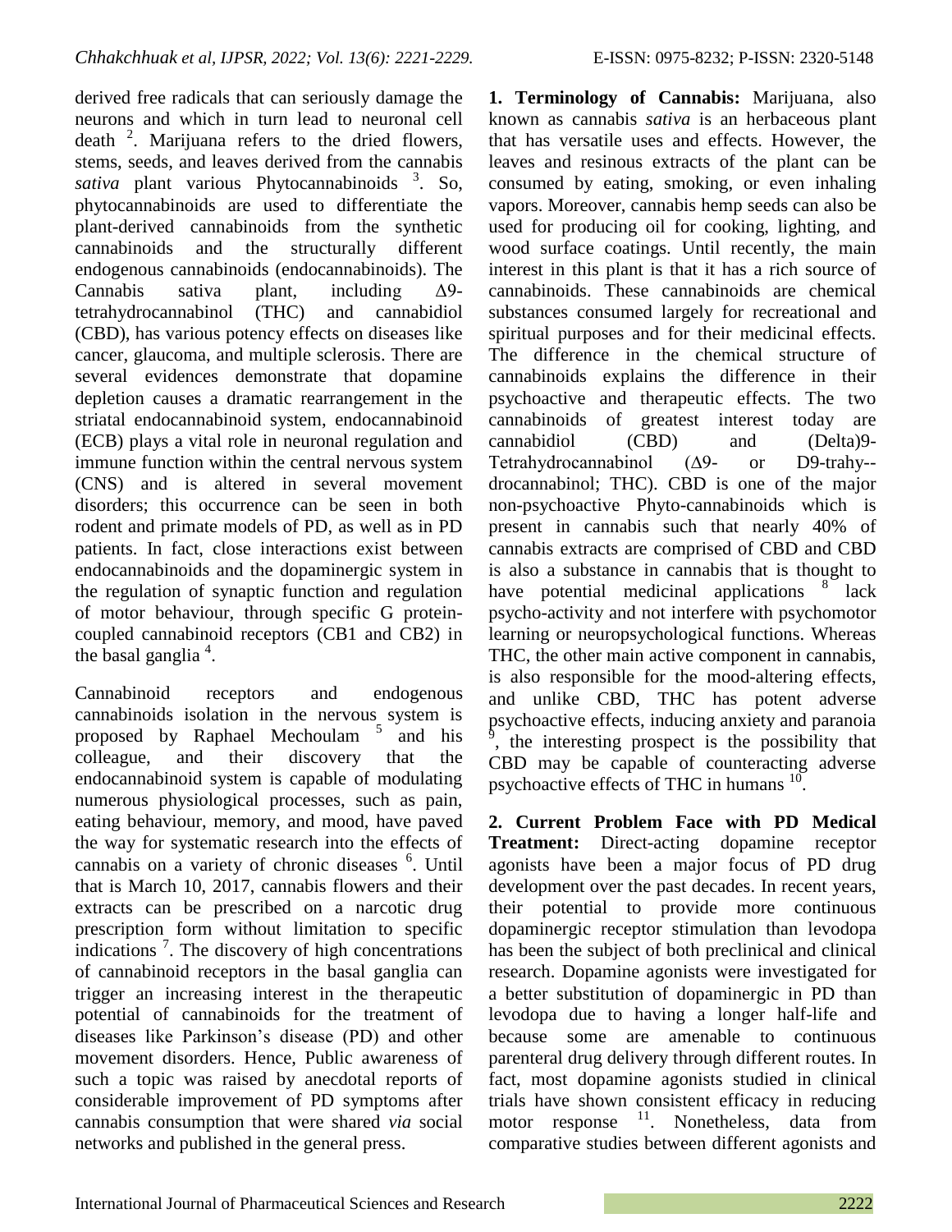derived free radicals that can seriously damage the neurons and which in turn lead to neuronal cell death [2]. Marijuana refers to the dried flowers, stems, seeds, and leaves derived from the cannabis *sativa* plant various Phytocannabinoids [3]. So, phytocannabinoids are used to differentiate the plant-derived cannabinoids from the synthetic cannabinoids and the structurally different endogenous cannabinoids (endocannabinoids). The Cannabis sativa plant, including Δ9-tetrahydrocannabinol (THC) and cannabidiol (CBD), has various potency effects on diseases like cancer, glaucoma, and multiple sclerosis. There are several evidences demonstrate that dopamine depletion causes a dramatic rearrangement in the striatal endocannabinoid system, endocannabinoid (ECB) plays a vital role in neuronal regulation and immune function within the central nervous system (CNS) and is altered in several movement disorders; this occurrence can be seen in both rodent and primate models of PD, as well as in PD patients. In fact, close interactions exist between endocannabinoids and the dopaminergic system in the regulation of synaptic function and regulation of motor behaviour, through specific G protein-coupled cannabinoid receptors (CB1 and CB2) in the basal ganglia [4].

Cannabinoid receptors and endogenous cannabinoids isolation in the nervous system is proposed by Raphael Mechoulam [5] and his colleague, and their discovery that the endocannabinoid system is capable of modulating numerous physiological processes, such as pain, eating behaviour, memory, and mood, have paved the way for systematic research into the effects of cannabis on a variety of chronic diseases [6]. Until that is March 10, 2017, cannabis flowers and their extracts can be prescribed on a narcotic drug prescription form without limitation to specific indications [7]. The discovery of high concentrations of cannabinoid receptors in the basal ganglia can trigger an increasing interest in the therapeutic potential of cannabinoids for the treatment of diseases like Parkinson's disease (PD) and other movement disorders. Hence, Public awareness of such a topic was raised by anecdotal reports of considerable improvement of PD symptoms after cannabis consumption that were shared *via* social networks and published in the general press.

**1. Terminology of Cannabis:** Marijuana, also known as cannabis *sativa* is an herbaceous plant that has versatile uses and effects. However, the leaves and resinous extracts of the plant can be consumed by eating, smoking, or even inhaling vapors. Moreover, cannabis hemp seeds can also be used for producing oil for cooking, lighting, and wood surface coatings. Until recently, the main interest in this plant is that it has a rich source of cannabinoids. These cannabinoids are chemical substances consumed largely for recreational and spiritual purposes and for their medicinal effects. The difference in the chemical structure of cannabinoids explains the difference in their psychoactive and therapeutic effects. The two cannabinoids of greatest interest today are cannabidiol (CBD) and (Delta)9-Tetrahydrocannabinol (Δ9- or D9-trahy--drocannabinol; THC). CBD is one of the major non-psychoactive Phyto-cannabinoids which is present in cannabis such that nearly 40% of cannabis extracts are comprised of CBD and CBD is also a substance in cannabis that is thought to have potential medicinal applications [8] lack psycho-activity and not interfere with psychomotor learning or neuropsychological functions. Whereas THC, the other main active component in cannabis, is also responsible for the mood-altering effects, and unlike CBD, THC has potent adverse psychoactive effects, inducing anxiety and paranoia [9], the interesting prospect is the possibility that CBD may be capable of counteracting adverse psychoactive effects of THC in humans [10].

**2. Current Problem Face with PD Medical Treatment:** Direct-acting dopamine receptor agonists have been a major focus of PD drug development over the past decades. In recent years, their potential to provide more continuous dopaminergic receptor stimulation than levodopa has been the subject of both preclinical and clinical research. Dopamine agonists were investigated for a better substitution of dopaminergic in PD than levodopa due to having a longer half-life and because some are amenable to continuous parenteral drug delivery through different routes. In fact, most dopamine agonists studied in clinical trials have shown consistent efficacy in reducing motor response [11]. Nonetheless, data from comparative studies between different agonists and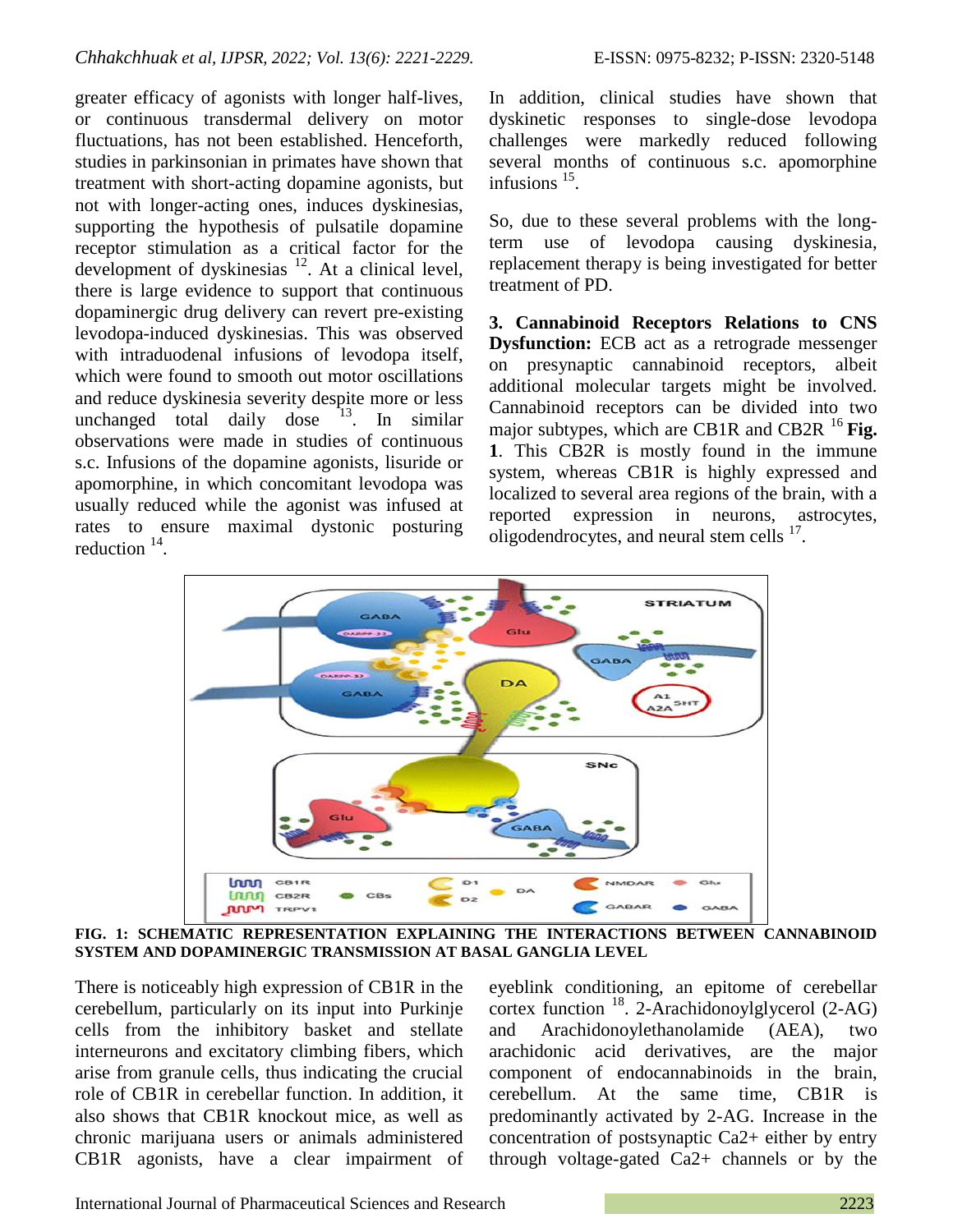greater efficacy of agonists with longer half-lives, or continuous transdermal delivery on motor fluctuations, has not been established. Henceforth, studies in parkinsonian in primates have shown that treatment with short-acting dopamine agonists, but not with longer-acting ones, induces dyskinesias, supporting the hypothesis of pulsatile dopamine receptor stimulation as a critical factor for the development of dyskinesias [12]. At a clinical level, there is large evidence to support that continuous dopaminergic drug delivery can revert pre-existing levodopa-induced dyskinesias. This was observed with intraduodenal infusions of levodopa itself, which were found to smooth out motor oscillations and reduce dyskinesia severity despite more or less unchanged total daily dose [13]. In similar observations were made in studies of continuous s.c. Infusions of the dopamine agonists, lisuride or apomorphine, in which concomitant levodopa was usually reduced while the agonist was infused at rates to ensure maximal dystonic posturing reduction [14].

In addition, clinical studies have shown that dyskinetic responses to single-dose levodopa challenges were markedly reduced following several months of continuous s.c. apomorphine infusions [15].

So, due to these several problems with the long-term use of levodopa causing dyskinesia, replacement therapy is being investigated for better treatment of PD.

**3. Cannabinoid Receptors Relations to CNS Dysfunction:** ECB act as a retrograde messenger on presynaptic cannabinoid receptors, albeit additional molecular targets might be involved. Cannabinoid receptors can be divided into two major subtypes, which are CB1R and CB2R [16] **Fig. 1**. This CB2R is mostly found in the immune system, whereas CB1R is highly expressed and localized to several area regions of the brain, with a reported expression in neurons, astrocytes, oligodendrocytes, and neural stem cells [17].

**FIG. 1: SCHEMATIC REPRESENTATION EXPLAINING THE INTERACTIONS BETWEEN CANNABINOID SYSTEM AND DOPAMINERGIC TRANSMISSION AT BASAL GANGLIA LEVEL**

There is noticeably high expression of CB1R in the cerebellum, particularly on its input into Purkinje cells from the inhibitory basket and stellate interneurons and excitatory climbing fibers, which arise from granule cells, thus indicating the crucial role of CB1R in cerebellar function. In addition, it also shows that CB1R knockout mice, as well as chronic marijuana users or animals administered CB1R agonists, have a clear impairment of eyeblink conditioning, an epitome of cerebellar cortex function [18]. 2-Arachidonoylglycerol (2-AG) and Arachidonoylethanolamide (AEA), two arachidonic acid derivatives, are the major component of endocannabinoids in the brain, cerebellum. At the same time, CB1R is predominantly activated by 2-AG. Increase in the concentration of postsynaptic $Ca^{2+}$ either by entry through voltage-gated $Ca^{2+}$ channels or by the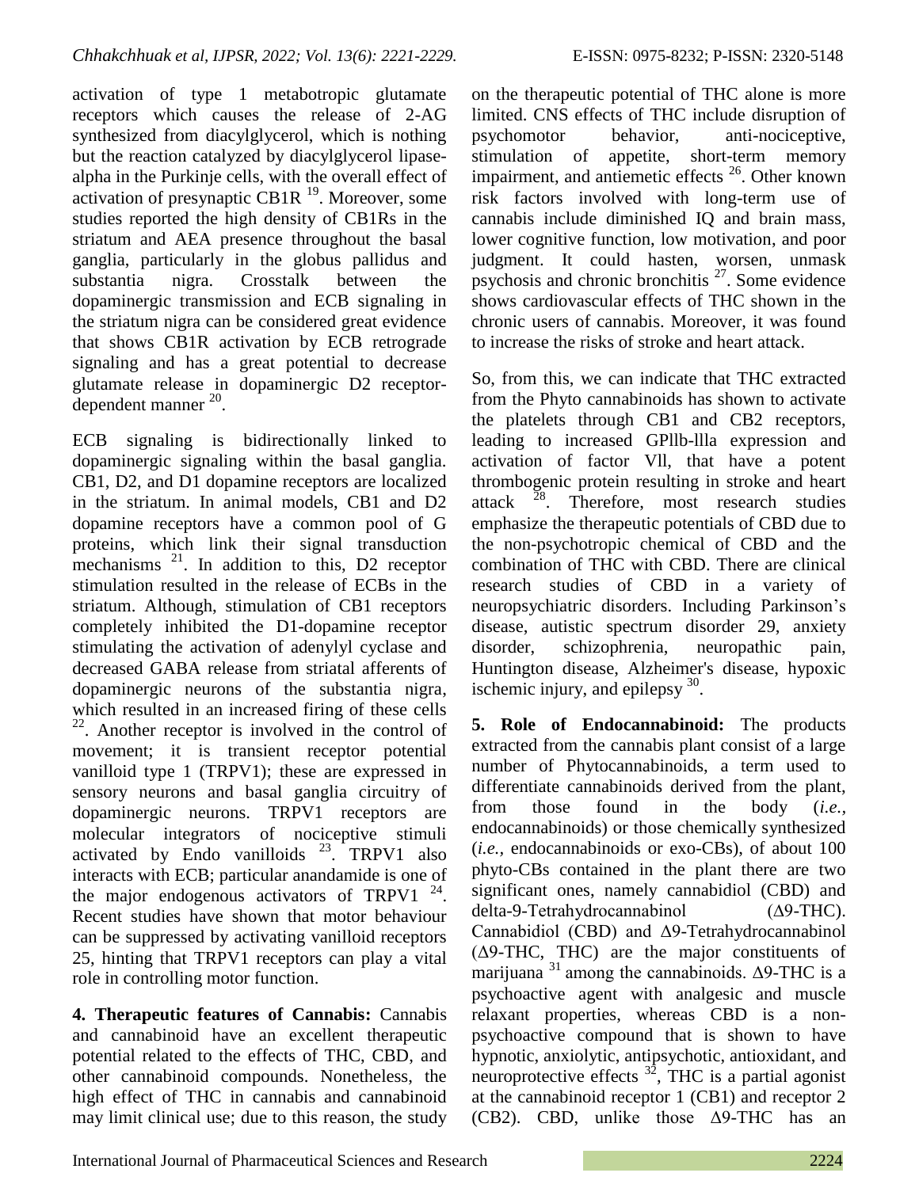activation of type 1 metabotropic glutamate receptors which causes the release of 2-AG synthesized from diacylglycerol, which is nothing but the reaction catalyzed by diacylglycerol lipase-alpha in the Purkinje cells, with the overall effect of activation of presynaptic CB1R [19]. Moreover, some studies reported the high density of CB1Rs in the striatum and AEA presence throughout the basal ganglia, particularly in the globus pallidus and substantia nigra. Crosstalk between the dopaminergic transmission and ECB signaling in the striatum nigra can be considered great evidence that shows CB1R activation by ECB retrograde signaling and has a great potential to decrease glutamate release in dopaminergic D2 receptor-dependent manner [20].

ECB signaling is bidirectionally linked to dopaminergic signaling within the basal ganglia. CB1, D2, and D1 dopamine receptors are localized in the striatum. In animal models, CB1 and D2 dopamine receptors have a common pool of G proteins, which link their signal transduction mechanisms [21]. In addition to this, D2 receptor stimulation resulted in the release of ECBs in the striatum. Although, stimulation of CB1 receptors completely inhibited the D1-dopamine receptor stimulating the activation of adenylyl cyclase and decreased GABA release from striatal afferents of dopaminergic neurons of the substantia nigra, which resulted in an increased firing of these cells [22]. Another receptor is involved in the control of movement; it is transient receptor potential vanilloid type 1 (TRPV1); these are expressed in sensory neurons and basal ganglia circuitry of dopaminergic neurons. TRPV1 receptors are molecular integrators of nociceptive stimuli activated by Endo vanilloids [23]. TRPV1 also interacts with ECB; particular anandamide is one of the major endogenous activators of TRPV1 [24]. Recent studies have shown that motor behaviour can be suppressed by activating vanilloid receptors 25, hinting that TRPV1 receptors can play a vital role in controlling motor function.

**4. Therapeutic features of Cannabis:** Cannabis and cannabinoid have an excellent therapeutic potential related to the effects of THC, CBD, and other cannabinoid compounds. Nonetheless, the high effect of THC in cannabis and cannabinoid may limit clinical use; due to this reason, the study on the therapeutic potential of THC alone is more limited. CNS effects of THC include disruption of psychomotor behavior, anti-nociceptive, stimulation of appetite, short-term memory impairment, and antiemetic effects [26]. Other known risk factors involved with long-term use of cannabis include diminished IQ and brain mass, lower cognitive function, low motivation, and poor judgment. It could hasten, worsen, unmask psychosis and chronic bronchitis [27]. Some evidence shows cardiovascular effects of THC shown in the chronic users of cannabis. Moreover, it was found to increase the risks of stroke and heart attack.

So, from this, we can indicate that THC extracted from the Phyto cannabinoids has shown to activate the platelets through CB1 and CB2 receptors, leading to increased GPllb-llla expression and activation of factor Vll, that have a potent thrombogenic protein resulting in stroke and heart attack [28]. Therefore, most research studies emphasize the therapeutic potentials of CBD due to the non-psychotropic chemical of CBD and the combination of THC with CBD. There are clinical research studies of CBD in a variety of neuropsychiatric disorders. Including Parkinson's disease, autistic spectrum disorder 29, anxiety disorder, schizophrenia, neuropathic pain, Huntington disease, Alzheimer's disease, hypoxic ischemic injury, and epilepsy [30].

**5. Role of Endocannabinoid:** The products extracted from the cannabis plant consist of a large number of Phytocannabinoids, a term used to differentiate cannabinoids derived from the plant, from those found in the body (*i.e.*, endocannabinoids) or those chemically synthesized (*i.e.*, endocannabinoids or exo-CBs), of about 100 phyto-CBs contained in the plant there are two significant ones, namely cannabidiol (CBD) and delta-9-Tetrahydrocannabinol (Δ9-THC). Cannabidiol (CBD) and Δ9-Tetrahydrocannabinol (Δ9-THC, THC) are the major constituents of marijuana [31] among the cannabinoids. Δ9-THC is a psychoactive agent with analgesic and muscle relaxant properties, whereas CBD is a non-psychoactive compound that is shown to have hypnotic, anxiolytic, antipsychotic, antioxidant, and neuroprotective effects [32], THC is a partial agonist at the cannabinoid receptor 1 (CB1) and receptor 2 (CB2). CBD, unlike those Δ9-THC has an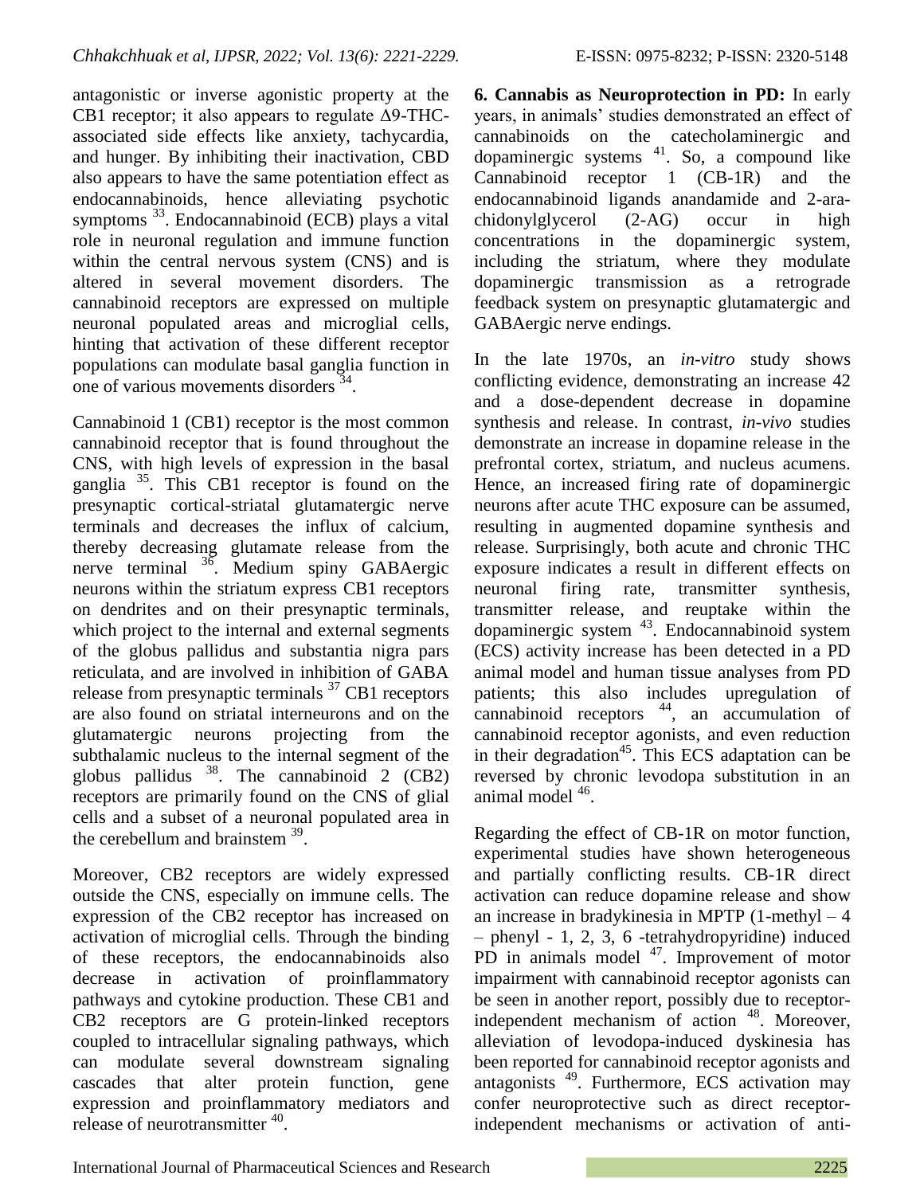antagonistic or inverse agonistic property at the CB1 receptor; it also appears to regulate Δ9-THC-associated side effects like anxiety, tachycardia, and hunger. By inhibiting their inactivation, CBD also appears to have the same potentiation effect as endocannabinoids, hence alleviating psychotic symptoms [33]. Endocannabinoid (ECB) plays a vital role in neuronal regulation and immune function within the central nervous system (CNS) and is altered in several movement disorders. The cannabinoid receptors are expressed on multiple neuronal populated areas and microglial cells, hinting that activation of these different receptor populations can modulate basal ganglia function in one of various movements disorders [34].

Cannabinoid 1 (CB1) receptor is the most common cannabinoid receptor that is found throughout the CNS, with high levels of expression in the basal ganglia [35]. This CB1 receptor is found on the presynaptic cortical-striatal glutamatergic nerve terminals and decreases the influx of calcium, thereby decreasing glutamate release from the nerve terminal [36]. Medium spiny GABAergic neurons within the striatum express CB1 receptors on dendrites and on their presynaptic terminals, which project to the internal and external segments of the globus pallidus and substantia nigra pars reticulata, and are involved in inhibition of GABA release from presynaptic terminals [37] CB1 receptors are also found on striatal interneurons and on the glutamatergic neurons projecting from the subthalamic nucleus to the internal segment of the globus pallidus [38]. The cannabinoid 2 (CB2) receptors are primarily found on the CNS of glial cells and a subset of a neuronal populated area in the cerebellum and brainstem [39].

Moreover, CB2 receptors are widely expressed outside the CNS, especially on immune cells. The expression of the CB2 receptor has increased on activation of microglial cells. Through the binding of these receptors, the endocannabinoids also decrease in activation of proinflammatory pathways and cytokine production. These CB1 and CB2 receptors are G protein-linked receptors coupled to intracellular signaling pathways, which can modulate several downstream signaling cascades that alter protein function, gene expression and proinflammatory mediators and release of neurotransmitter [40].

**6. Cannabis as Neuroprotection in PD:** In early years, in animals' studies demonstrated an effect of cannabinoids on the catecholaminergic and dopaminergic systems [41]. So, a compound like Cannabinoid receptor 1 (CB-1R) and the endocannabinoid ligands anandamide and 2-arachidonylglycerol (2-AG) occur in high concentrations in the dopaminergic system, including the striatum, where they modulate dopaminergic transmission as a retrograde feedback system on presynaptic glutamatergic and GABAergic nerve endings.

In the late 1970s, an *in-vitro* study shows conflicting evidence, demonstrating an increase 42 and a dose-dependent decrease in dopamine synthesis and release. In contrast, *in-vivo* studies demonstrate an increase in dopamine release in the prefrontal cortex, striatum, and nucleus acumens. Hence, an increased firing rate of dopaminergic neurons after acute THC exposure can be assumed, resulting in augmented dopamine synthesis and release. Surprisingly, both acute and chronic THC exposure indicates a result in different effects on neuronal firing rate, transmitter synthesis, transmitter release, and reuptake within the dopaminergic system [43]. Endocannabinoid system (ECS) activity increase has been detected in a PD animal model and human tissue analyses from PD patients; this also includes upregulation of cannabinoid receptors [44], an accumulation of cannabinoid receptor agonists, and even reduction in their degradation[45]. This ECS adaptation can be reversed by chronic levodopa substitution in an animal model [46].

Regarding the effect of CB-1R on motor function, experimental studies have shown heterogeneous and partially conflicting results. CB-1R direct activation can reduce dopamine release and show an increase in bradykinesia in MPTP (1-methyl – 4 – phenyl - 1, 2, 3, 6 -tetrahydropyridine) induced PD in animals model [47]. Improvement of motor impairment with cannabinoid receptor agonists can be seen in another report, possibly due to receptor-independent mechanism of action [48]. Moreover, alleviation of levodopa-induced dyskinesia has been reported for cannabinoid receptor agonists and antagonists [49]. Furthermore, ECS activation may confer neuroprotective such as direct receptor-independent mechanisms or activation of anti-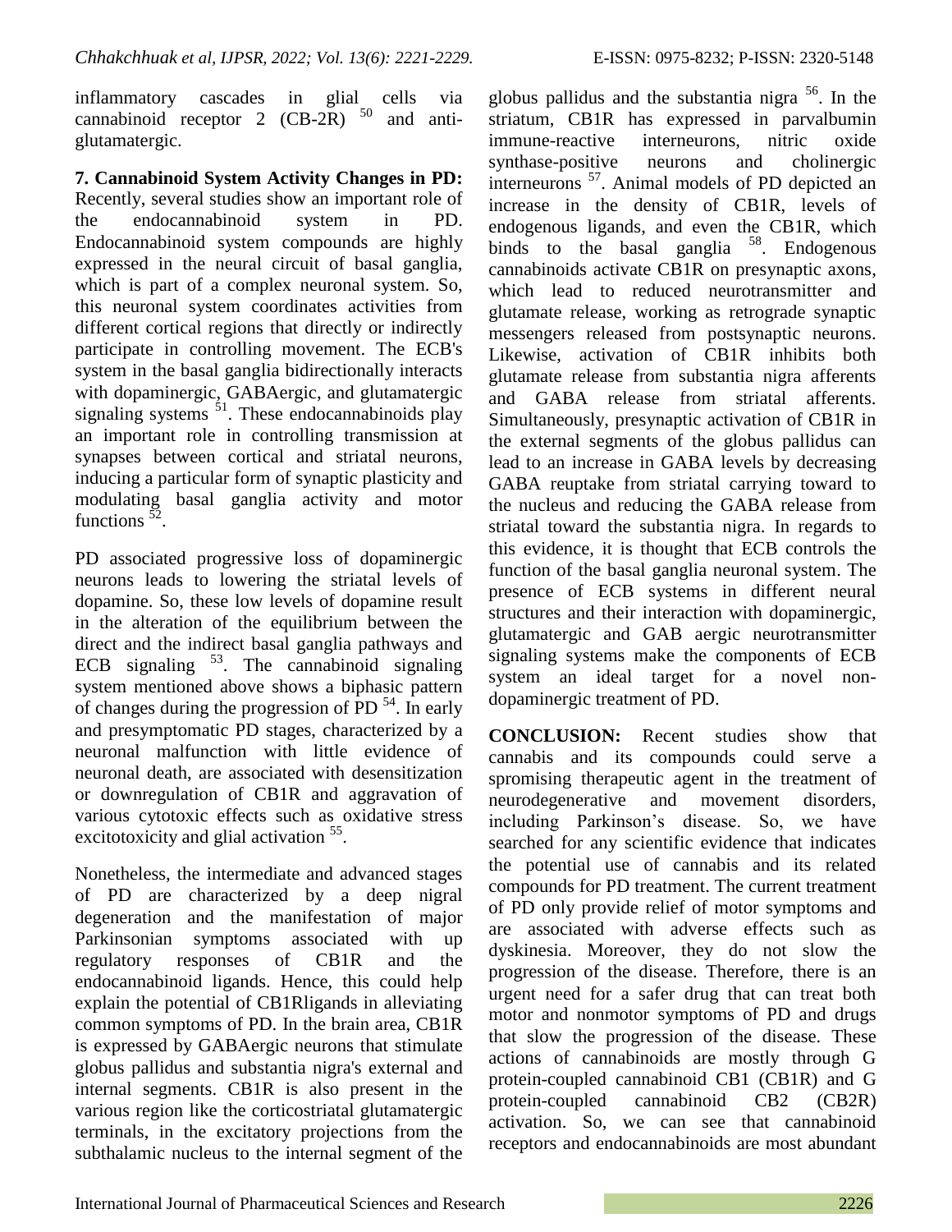inflammatory cascades in glial cells via cannabinoid receptor 2 (CB-2R) [50] and anti-glutamatergic.

**7. Cannabinoid System Activity Changes in PD:** Recently, several studies show an important role of the endocannabinoid system in PD. Endocannabinoid system compounds are highly expressed in the neural circuit of basal ganglia, which is part of a complex neuronal system. So, this neuronal system coordinates activities from different cortical regions that directly or indirectly participate in controlling movement. The ECB's system in the basal ganglia bidirectionally interacts with dopaminergic, GABAergic, and glutamatergic signaling systems [51]. These endocannabinoids play an important role in controlling transmission at synapses between cortical and striatal neurons, inducing a particular form of synaptic plasticity and modulating basal ganglia activity and motor functions [52].

PD associated progressive loss of dopaminergic neurons leads to lowering the striatal levels of dopamine. So, these low levels of dopamine result in the alteration of the equilibrium between the direct and the indirect basal ganglia pathways and ECB signaling [53]. The cannabinoid signaling system mentioned above shows a biphasic pattern of changes during the progression of PD [54]. In early and presymptomatic PD stages, characterized by a neuronal malfunction with little evidence of neuronal death, are associated with desensitization or downregulation of CB1R and aggravation of various cytotoxic effects such as oxidative stress excitotoxicity and glial activation [55].

Nonetheless, the intermediate and advanced stages of PD are characterized by a deep nigral degeneration and the manifestation of major Parkinsonian symptoms associated with up regulatory responses of CB1R and the endocannabinoid ligands. Hence, this could help explain the potential of CB1Rligands in alleviating common symptoms of PD. In the brain area, CB1R is expressed by GABAergic neurons that stimulate globus pallidus and substantia nigra's external and internal segments. CB1R is also present in the various region like the corticostriatal glutamatergic terminals, in the excitatory projections from the subthalamic nucleus to the internal segment of the globus pallidus and the substantia nigra [56]. In the striatum, CB1R has expressed in parvalbumin immune-reactive interneurons, nitric oxide synthase-positive neurons and cholinergic interneurons [57]. Animal models of PD depicted an increase in the density of CB1R, levels of endogenous ligands, and even the CB1R, which binds to the basal ganglia [58]. Endogenous cannabinoids activate CB1R on presynaptic axons, which lead to reduced neurotransmitter and glutamate release, working as retrograde synaptic messengers released from postsynaptic neurons. Likewise, activation of CB1R inhibits both glutamate release from substantia nigra afferents and GABA release from striatal afferents. Simultaneously, presynaptic activation of CB1R in the external segments of the globus pallidus can lead to an increase in GABA levels by decreasing GABA reuptake from striatal carrying toward to the nucleus and reducing the GABA release from striatal toward the substantia nigra. In regards to this evidence, it is thought that ECB controls the function of the basal ganglia neuronal system. The presence of ECB systems in different neural structures and their interaction with dopaminergic, glutamatergic and GAB aergic neurotransmitter signaling systems make the components of ECB system an ideal target for a novel non-dopaminergic treatment of PD.

**CONCLUSION:** Recent studies show that cannabis and its compounds could serve a spromising therapeutic agent in the treatment of neurodegenerative and movement disorders, including Parkinson's disease. So, we have searched for any scientific evidence that indicates the potential use of cannabis and its related compounds for PD treatment. The current treatment of PD only provide relief of motor symptoms and are associated with adverse effects such as dyskinesia. Moreover, they do not slow the progression of the disease. Therefore, there is an urgent need for a safer drug that can treat both motor and nonmotor symptoms of PD and drugs that slow the progression of the disease. These actions of cannabinoids are mostly through G protein-coupled cannabinoid CB1 (CB1R) and G protein-coupled cannabinoid CB2 (CB2R) activation. So, we can see that cannabinoid receptors and endocannabinoids are most abundant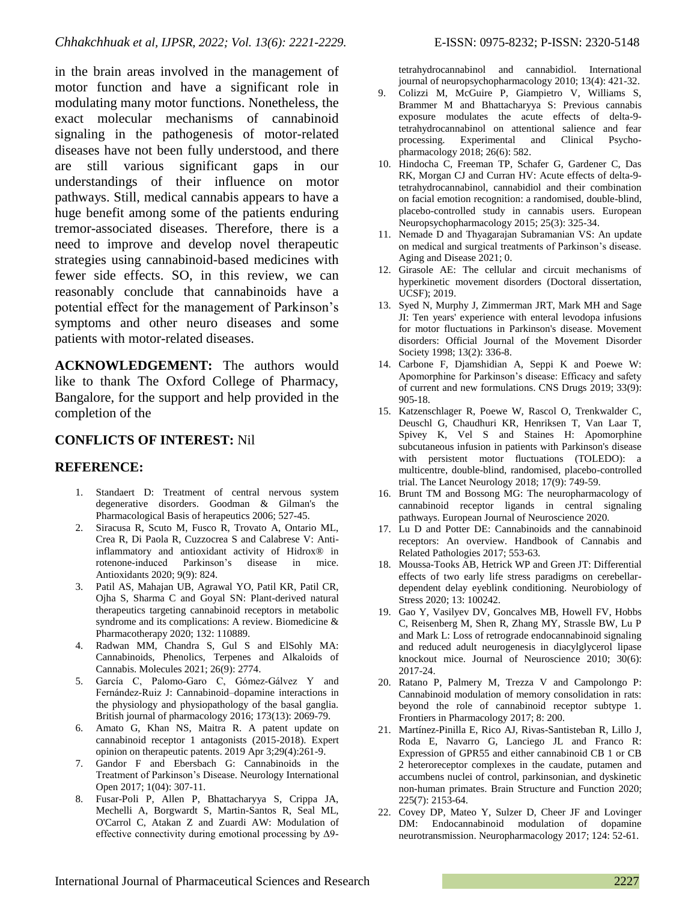in the brain areas involved in the management of motor function and have a significant role in modulating many motor functions. Nonetheless, the exact molecular mechanisms of cannabinoid signaling in the pathogenesis of motor-related diseases have not been fully understood, and there are still various significant gaps in our understandings of their influence on motor pathways. Still, medical cannabis appears to have a huge benefit among some of the patients enduring tremor-associated diseases. Therefore, there is a need to improve and develop novel therapeutic strategies using cannabinoid-based medicines with fewer side effects. SO, in this review, we can reasonably conclude that cannabinoids have a potential effect for the management of Parkinson's symptoms and other neuro diseases and some patients with motor-related diseases.

**ACKNOWLEDGEMENT:** The authors would like to thank The Oxford College of Pharmacy, Bangalore, for the support and help provided in the completion of the

**CONFLICTS OF INTEREST:** Nil

## REFERENCE:

1. Standaert D: Treatment of central nervous system degenerative disorders. Goodman & Gilman's the Pharmacological Basis of herapeutics 2006; 527-45.
2. Siracusa R, Scuto M, Fusco R, Trovato A, Ontario ML, Crea R, Di Paola R, Cuzzocrea S and Calabrese V: Anti-inflammatory and antioxidant activity of Hidrox® in rotenone-induced Parkinson's disease in mice. Antioxidants 2020; 9(9): 824.
3. Patil AS, Mahajan UB, Agrawal YO, Patil KR, Patil CR, Ojha S, Sharma C and Goyal SN: Plant-derived natural therapeutics targeting cannabinoid receptors in metabolic syndrome and its complications: A review. Biomedicine & Pharmacotherapy 2020; 132: 110889.
4. Radwan MM, Chandra S, Gul S and ElSohly MA: Cannabinoids, Phenolics, Terpenes and Alkaloids of Cannabis. Molecules 2021; 26(9): 2774.
5. García C, Palomo-Garo C, Gómez-Gálvez Y and Fernández-Ruiz J: Cannabinoid–dopamine interactions in the physiology and physiopathology of the basal ganglia. British journal of pharmacology 2016; 173(13): 2069-79.
6. Amato G, Khan NS, Maitra R. A patent update on cannabinoid receptor 1 antagonists (2015-2018). Expert opinion on therapeutic patents. 2019 Apr 3;29(4):261-9.
7. Gandor F and Ebersbach G: Cannabinoids in the Treatment of Parkinson's Disease. Neurology International Open 2017; 1(04): 307-11.
8. Fusar-Poli P, Allen P, Bhattacharyya S, Crippa JA, Mechelli A, Borgwardt S, Martin-Santos R, Seal ML, O'Carrol C, Atakan Z and Zuardi AW: Modulation of effective connectivity during emotional processing by Δ9-tetrahydrocannabinol and cannabidiol. International journal of neuropsychopharmacology 2010; 13(4): 421-32.
9. Colizzi M, McGuire P, Giampietro V, Williams S, Brammer M and Bhattacharyya S: Previous cannabis exposure modulates the acute effects of delta-9-tetrahydrocannabinol on attentional salience and fear processing. Experimental and Clinical Psychopharmacology 2018; 26(6): 582.
10. Hindocha C, Freeman TP, Schafer G, Gardener C, Das RK, Morgan CJ and Curran HV: Acute effects of delta-9-tetrahydrocannabinol, cannabidiol and their combination on facial emotion recognition: a randomised, double-blind, placebo-controlled study in cannabis users. European Neuropsychopharmacology 2015; 25(3): 325-34.
11. Nemade D and Thyagarajan Subramanian VS: An update on medical and surgical treatments of Parkinson's disease. Aging and Disease 2021; 0.
12. Girasole AE: The cellular and circuit mechanisms of hyperkinetic movement disorders (Doctoral dissertation, UCSF); 2019.
13. Syed N, Murphy J, Zimmerman JRT, Mark MH and Sage JI: Ten years' experience with enteral levodopa infusions for motor fluctuations in Parkinson's disease. Movement disorders: Official Journal of the Movement Disorder Society 1998; 13(2): 336-8.
14. Carbone F, Djamshidian A, Seppi K and Poewe W: Apomorphine for Parkinson's disease: Efficacy and safety of current and new formulations. CNS Drugs 2019; 33(9): 905-18.
15. Katzenschlager R, Poewe W, Rascol O, Trenkwalder C, Deuschl G, Chaudhuri KR, Henriksen T, Van Laar T, Spivey K, Vel S and Staines H: Apomorphine subcutaneous infusion in patients with Parkinson's disease with persistent motor fluctuations (TOLEDO): a multicentre, double-blind, randomised, placebo-controlled trial. The Lancet Neurology 2018; 17(9): 749-59.
16. Brunt TM and Bossong MG: The neuropharmacology of cannabinoid receptor ligands in central signaling pathways. European Journal of Neuroscience 2020.
17. Lu D and Potter DE: Cannabinoids and the cannabinoid receptors: An overview. Handbook of Cannabis and Related Pathologies 2017; 553-63.
18. Moussa-Tooks AB, Hetrick WP and Green JT: Differential effects of two early life stress paradigms on cerebellar-dependent delay eyeblink conditioning. Neurobiology of Stress 2020; 13: 100242.
19. Gao Y, Vasilyev DV, Goncalves MB, Howell FV, Hobbs C, Reisenberg M, Shen R, Zhang MY, Strassle BW, Lu P and Mark L: Loss of retrograde endocannabinoid signaling and reduced adult neurogenesis in diacylglycerol lipase knockout mice. Journal of Neuroscience 2010; 30(6): 2017-24.
20. Ratano P, Palmery M, Trezza V and Campolongo P: Cannabinoid modulation of memory consolidation in rats: beyond the role of cannabinoid receptor subtype 1. Frontiers in Pharmacology 2017; 8: 200.
21. Martínez-Pinilla E, Rico AJ, Rivas-Santisteban R, Lillo J, Roda E, Navarro G, Lanciego JL and Franco R: Expression of GPR55 and either cannabinoid CB 1 or CB 2 heteroreceptor complexes in the caudate, putamen and accumbens nuclei of control, parkinsonian, and dyskinetic non-human primates. Brain Structure and Function 2020; 225(7): 2153-64.
22. Covey DP, Mateo Y, Sulzer D, Cheer JF and Lovinger DM: Endocannabinoid modulation of dopamine neurotransmission. Neuropharmacology 2017; 124: 52-61.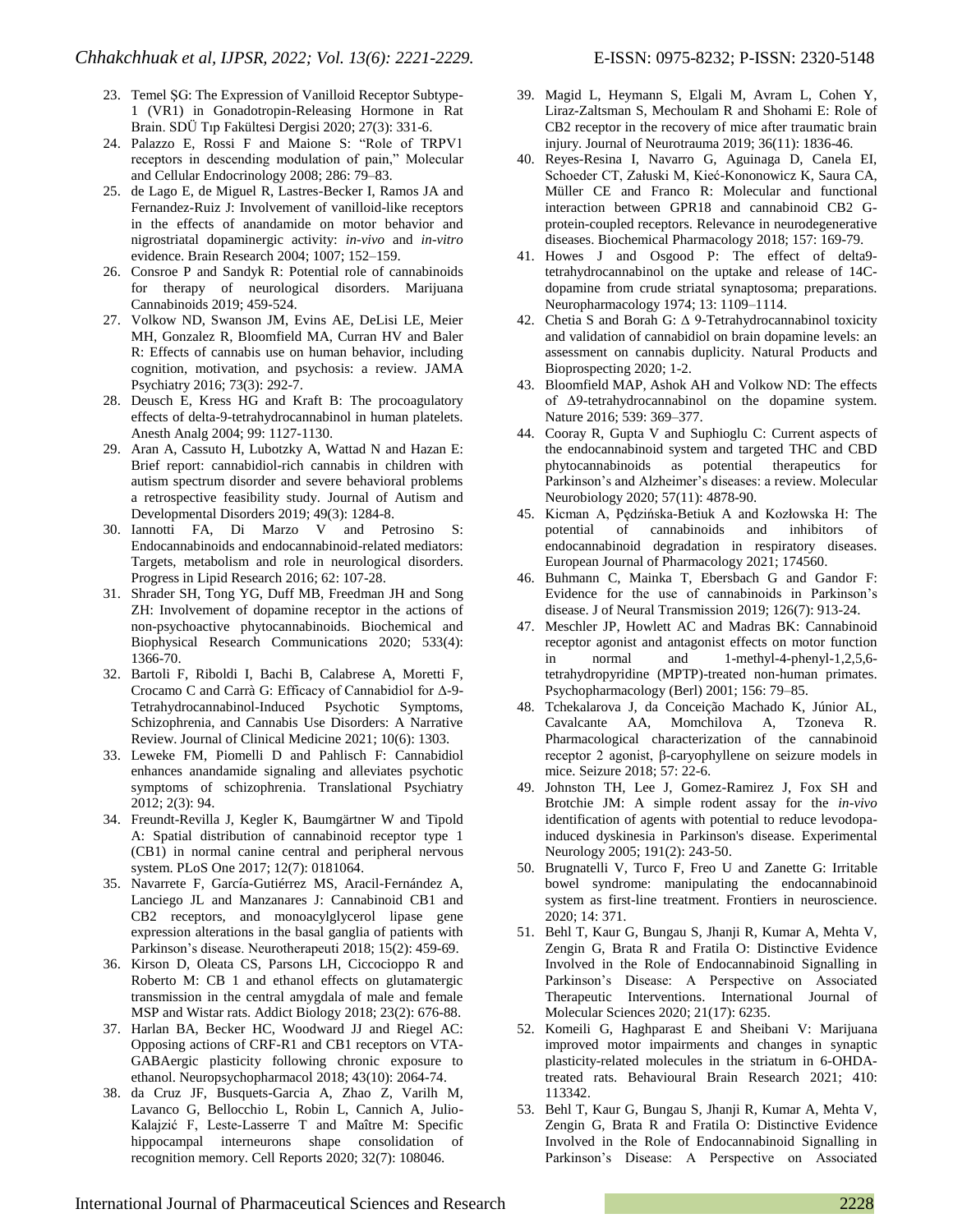23. Temel ŞG: The Expression of Vanilloid Receptor Subtype-1 (VR1) in Gonadotropin-Releasing Hormone in Rat Brain. SDÜ Tıp Fakültesi Dergisi 2020; 27(3): 331-6.
24. Palazzo E, Rossi F and Maione S: "Role of TRPV1 receptors in descending modulation of pain," Molecular and Cellular Endocrinology 2008; 286: 79–83.
25. de Lago E, de Miguel R, Lastres-Becker I, Ramos JA and Fernandez-Ruiz J: Involvement of vanilloid-like receptors in the effects of anandamide on motor behavior and nigrostriatal dopaminergic activity: *in-vivo* and *in-vitro* evidence. Brain Research 2004; 1007; 152–159.
26. Consroe P and Sandyk R: Potential role of cannabinoids for therapy of neurological disorders. Marijuana Cannabinoids 2019; 459-524.
27. Volkow ND, Swanson JM, Evins AE, DeLisi LE, Meier MH, Gonzalez R, Bloomfield MA, Curran HV and Baler R: Effects of cannabis use on human behavior, including cognition, motivation, and psychosis: a review. JAMA Psychiatry 2016; 73(3): 292-7.
28. Deusch E, Kress HG and Kraft B: The procoagulatory effects of delta-9-tetrahydrocannabinol in human platelets. Anesth Analg 2004; 99: 1127-1130.
29. Aran A, Cassuto H, Lubotzky A, Wattad N and Hazan E: Brief report: cannabidiol-rich cannabis in children with autism spectrum disorder and severe behavioral problems a retrospective feasibility study. Journal of Autism and Developmental Disorders 2019; 49(3): 1284-8.
30. Iannotti FA, Di Marzo V and Petrosino S: Endocannabinoids and endocannabinoid-related mediators: Targets, metabolism and role in neurological disorders. Progress in Lipid Research 2016; 62: 107-28.
31. Shrader SH, Tong YG, Duff MB, Freedman JH and Song ZH: Involvement of dopamine receptor in the actions of non-psychoactive phytocannabinoids. Biochemical and Biophysical Research Communications 2020; 533(4): 1366-70.
32. Bartoli F, Riboldi I, Bachi B, Calabrese A, Moretti F, Crocamo C and Carrà G: Efficacy of Cannabidiol for Δ-9-Tetrahydrocannabinol-Induced Psychotic Symptoms, Schizophrenia, and Cannabis Use Disorders: A Narrative Review. Journal of Clinical Medicine 2021; 10(6): 1303.
33. Leweke FM, Piomelli D and Pahlisch F: Cannabidiol enhances anandamide signaling and alleviates psychotic symptoms of schizophrenia. Translational Psychiatry 2012; 2(3): 94.
34. Freundt-Revilla J, Kegler K, Baumgärtner W and Tipold A: Spatial distribution of cannabinoid receptor type 1 (CB1) in normal canine central and peripheral nervous system. PLoS One 2017; 12(7): 0181064.
35. Navarrete F, García-Gutiérrez MS, Aracil-Fernández A, Lanciego JL and Manzanares J: Cannabinoid CB1 and CB2 receptors, and monoacylglycerol lipase gene expression alterations in the basal ganglia of patients with Parkinson's disease. Neurotherapeuti 2018; 15(2): 459-69.
36. Kirson D, Oleata CS, Parsons LH, Ciccocioppo R and Roberto M: CB 1 and ethanol effects on glutamatergic transmission in the central amygdala of male and female MSP and Wistar rats. Addict Biology 2018; 23(2): 676-88.
37. Harlan BA, Becker HC, Woodward JJ and Riegel AC: Opposing actions of CRF-R1 and CB1 receptors on VTA-GABAergic plasticity following chronic exposure to ethanol. Neuropsychopharmacol 2018; 43(10): 2064-74.
38. da Cruz JF, Busquets-Garcia A, Zhao Z, Varilh M, Lavanco G, Bellocchio L, Robin L, Cannich A, Julio-Kalajzić F, Leste-Lasserre T and Maître M: Specific hippocampal interneurons shape consolidation of recognition memory. Cell Reports 2020; 32(7): 108046.
39. Magid L, Heymann S, Elgali M, Avram L, Cohen Y, Liraz-Zaltsman S, Mechoulam R and Shohami E: Role of CB2 receptor in the recovery of mice after traumatic brain injury. Journal of Neurotrauma 2019; 36(11): 1836-46.
40. Reyes-Resina I, Navarro G, Aguinaga D, Canela EI, Schoeder CT, Załuski M, Kieć-Kononowicz K, Saura CA, Müller CE and Franco R: Molecular and functional interaction between GPR18 and cannabinoid CB2 G-protein-coupled receptors. Relevance in neurodegenerative diseases. Biochemical Pharmacology 2018; 157: 169-79.
41. Howes J and Osgood P: The effect of delta9-tetrahydrocannabinol on the uptake and release of 14C-dopamine from crude striatal synaptosoma; preparations. Neuropharmacology 1974; 13: 1109–1114.
42. Chetia S and Borah G: Δ 9-Tetrahydrocannabinol toxicity and validation of cannabidiol on brain dopamine levels: an assessment on cannabis duplicity. Natural Products and Bioprospecting 2020; 1-2.
43. Bloomfield MAP, Ashok AH and Volkow ND: The effects of Δ9-tetrahydrocannabinol on the dopamine system. Nature 2016; 539: 369–377.
44. Cooray R, Gupta V and Suphioglu C: Current aspects of the endocannabinoid system and targeted THC and CBD phytocannabinoids as potential therapeutics for Parkinson's and Alzheimer's diseases: a review. Molecular Neurobiology 2020; 57(11): 4878-90.
45. Kicman A, Pędzińska-Betiuk A and Kozłowska H: The potential of cannabinoids and inhibitors of endocannabinoid degradation in respiratory diseases. European Journal of Pharmacology 2021; 174560.
46. Buhmann C, Mainka T, Ebersbach G and Gandor F: Evidence for the use of cannabinoids in Parkinson's disease. J of Neural Transmission 2019; 126(7): 913-24.
47. Meschler JP, Howlett AC and Madras BK: Cannabinoid receptor agonist and antagonist effects on motor function in normal and 1-methyl-4-phenyl-1,2,5,6-tetrahydropyridine (MPTP)-treated non-human primates. Psychopharmacology (Berl) 2001; 156: 79–85.
48. Tchekalarova J, da Conceição Machado K, Júnior AL, Cavalcante AA, Momchilova A, Tzoneva R. Pharmacological characterization of the cannabinoid receptor 2 agonist, β-caryophyllene on seizure models in mice. Seizure 2018; 57: 22-6.
49. Johnston TH, Lee J, Gomez-Ramirez J, Fox SH and Brotchie JM: A simple rodent assay for the *in-vivo* identification of agents with potential to reduce levodopa-induced dyskinesia in Parkinson's disease. Experimental Neurology 2005; 191(2): 243-50.
50. Brugnatelli V, Turco F, Freo U and Zanette G: Irritable bowel syndrome: manipulating the endocannabinoid system as first-line treatment. Frontiers in neuroscience. 2020; 14: 371.
51. Behl T, Kaur G, Bungau S, Jhanji R, Kumar A, Mehta V, Zengin G, Brata R and Fratila O: Distinctive Evidence Involved in the Role of Endocannabinoid Signalling in Parkinson's Disease: A Perspective on Associated Therapeutic Interventions. International Journal of Molecular Sciences 2020; 21(17): 6235.
52. Komeili G, Haghparast E and Sheibani V: Marijuana improved motor impairments and changes in synaptic plasticity-related molecules in the striatum in 6-OHDA-treated rats. Behavioural Brain Research 2021; 410: 113342.
53. Behl T, Kaur G, Bungau S, Jhanji R, Kumar A, Mehta V, Zengin G, Brata R and Fratila O: Distinctive Evidence Involved in the Role of Endocannabinoid Signalling in Parkinson's Disease: A Perspective on Associated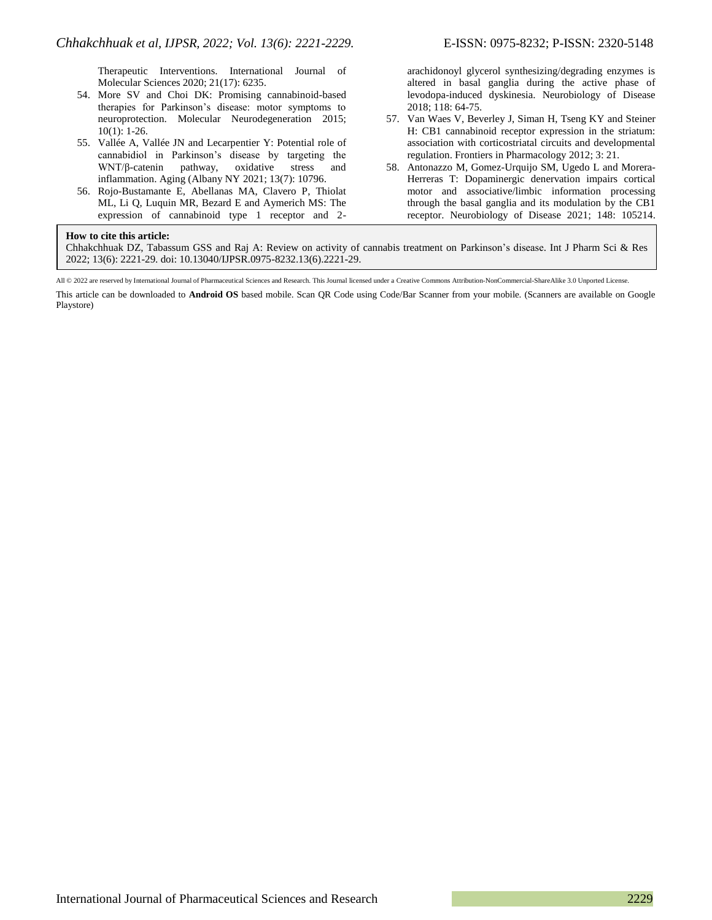Therapeutic Interventions. International Journal of Molecular Sciences 2020; 21(17): 6235.

54. More SV and Choi DK: Promising cannabinoid-based therapies for Parkinson's disease: motor symptoms to neuroprotection. Molecular Neurodegeneration 2015; 10(1): 1-26.
55. Vallée A, Vallée JN and Lecarpentier Y: Potential role of cannabidiol in Parkinson's disease by targeting the WNT/β-catenin pathway, oxidative stress and inflammation. Aging (Albany NY 2021; 13(7): 10796.
56. Rojo-Bustamante E, Abellanas MA, Clavero P, Thiolat ML, Li Q, Luquin MR, Bezard E and Aymerich MS: The expression of cannabinoid type 1 receptor and 2-arachidonoyl glycerol synthesizing/degrading enzymes is altered in basal ganglia during the active phase of levodopa-induced dyskinesia. Neurobiology of Disease 2018; 118: 64-75.
57. Van Waes V, Beverley J, Siman H, Tseng KY and Steiner H: CB1 cannabinoid receptor expression in the striatum: association with corticostriatal circuits and developmental regulation. Frontiers in Pharmacology 2012; 3: 21.
58. Antonazzo M, Gomez-Urquijo SM, Ugedo L and Morera-Herreras T: Dopaminergic denervation impairs cortical motor and associative/limbic information processing through the basal ganglia and its modulation by the CB1 receptor. Neurobiology of Disease 2021; 148: 105214.

**How to cite this article:**

Chhakchhuak DZ, Tabassum GSS and Raj A: Review on activity of cannabis treatment on Parkinson's disease. Int J Pharm Sci & Res 2022; 13(6): 2221-29. doi: 10.13040/IJPSR.0975-8232.13(6).2221-29.

All © 2022 are reserved by International Journal of Pharmaceutical Sciences and Research. This Journal licensed under a Creative Commons Attribution-NonCommercial-ShareAlike 3.0 Unported License.

This article can be downloaded to **Android OS** based mobile. Scan QR Code using Code/Bar Scanner from your mobile. (Scanners are available on Google Playstore)